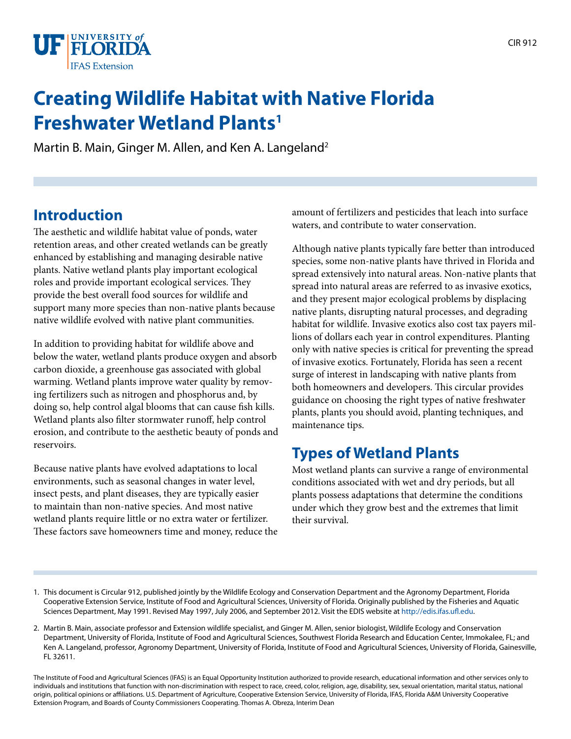# Creating Wildlife Habitat with Native Florida Freshwater Wetland Plants[1]

Martin B. Main, Ginger M. Allen, and Ken A. Langeland[2]

## Introduction

The aesthetic and wildlife habitat value of ponds, water retention areas, and other created wetlands can be greatly enhanced by establishing and managing desirable native plants. Native wetland plants play important ecological roles and provide important ecological services. They provide the best overall food sources for wildlife and support many more species than non-native plants because native wildlife evolved with native plant communities.

In addition to providing habitat for wildlife above and below the water, wetland plants produce oxygen and absorb carbon dioxide, a greenhouse gas associated with global warming. Wetland plants improve water quality by removing fertilizers such as nitrogen and phosphorus and, by doing so, help control algal blooms that can cause fish kills. Wetland plants also filter stormwater runoff, help control erosion, and contribute to the aesthetic beauty of ponds and reservoirs.

Because native plants have evolved adaptations to local environments, such as seasonal changes in water level, insect pests, and plant diseases, they are typically easier to maintain than non-native species. And most native wetland plants require little or no extra water or fertilizer. These factors save homeowners time and money, reduce the amount of fertilizers and pesticides that leach into surface waters, and contribute to water conservation.

Although native plants typically fare better than introduced species, some non-native plants have thrived in Florida and spread extensively into natural areas. Non-native plants that spread into natural areas are referred to as invasive exotics, and they present major ecological problems by displacing native plants, disrupting natural processes, and degrading habitat for wildlife. Invasive exotics also cost tax payers millions of dollars each year in control expenditures. Planting only with native species is critical for preventing the spread of invasive exotics. Fortunately, Florida has seen a recent surge of interest in landscaping with native plants from both homeowners and developers. This circular provides guidance on choosing the right types of native freshwater plants, plants you should avoid, planting techniques, and maintenance tips.

## Types of Wetland Plants

Most wetland plants can survive a range of environmental conditions associated with wet and dry periods, but all plants possess adaptations that determine the conditions under which they grow best and the extremes that limit their survival.

1. This document is Circular 912, published jointly by the Wildlife Ecology and Conservation Department and the Agronomy Department, Florida Cooperative Extension Service, Institute of Food and Agricultural Sciences, University of Florida. Originally published by the Fisheries and Aquatic Sciences Department, May 1991. Revised May 1997, July 2006, and September 2012. Visit the EDIS website at http://edis.ifas.ufl.edu.

2. Martin B. Main, associate professor and Extension wildlife specialist, and Ginger M. Allen, senior biologist, Wildlife Ecology and Conservation Department, University of Florida, Institute of Food and Agricultural Sciences, Southwest Florida Research and Education Center, Immokalee, FL; and Ken A. Langeland, professor, Agronomy Department, University of Florida, Institute of Food and Agricultural Sciences, University of Florida, Gainesville, FL 32611.

The Institute of Food and Agricultural Sciences (IFAS) is an Equal Opportunity Institution authorized to provide research, educational information and other services only to individuals and institutions that function with non-discrimination with respect to race, creed, color, religion, age, disability, sex, sexual orientation, marital status, national origin, political opinions or affiliations. U.S. Department of Agriculture, Cooperative Extension Service, University of Florida, IFAS, Florida A&M University Cooperative Extension Program, and Boards of County Commissioners Cooperating. Thomas A. Obreza, Interim Dean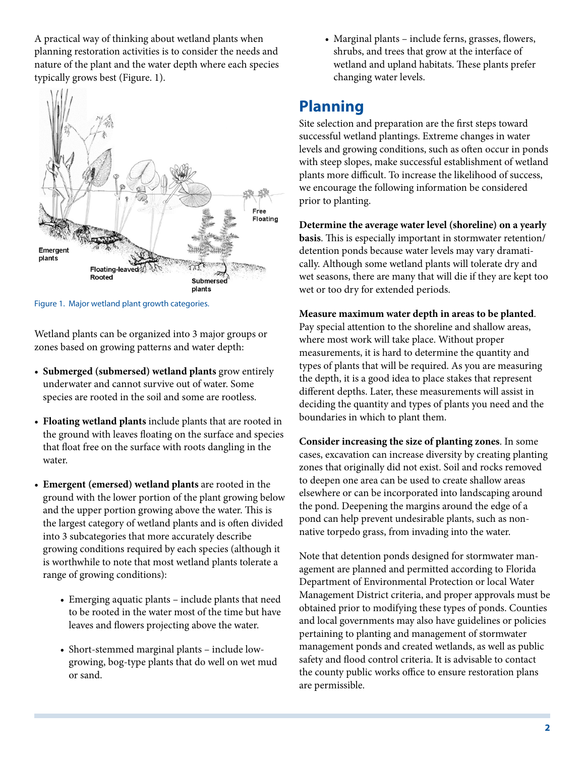A practical way of thinking about wetland plants when planning restoration activities is to consider the needs and nature of the plant and the water depth where each species typically grows best (Figure. 1).

Figure 1. Major wetland plant growth categories.

Wetland plants can be organized into 3 major groups or zones based on growing patterns and water depth:

- **Submerged (submersed) wetland plants** grow entirely underwater and cannot survive out of water. Some species are rooted in the soil and some are rootless.
- **Floating wetland plants** include plants that are rooted in the ground with leaves floating on the surface and species that float free on the surface with roots dangling in the water.
- **Emergent (emersed) wetland plants** are rooted in the ground with the lower portion of the plant growing below and the upper portion growing above the water. This is the largest category of wetland plants and is often divided into 3 subcategories that more accurately describe growing conditions required by each species (although it is worthwhile to note that most wetland plants tolerate a range of growing conditions):
    - Emerging aquatic plants – include plants that need to be rooted in the water most of the time but have leaves and flowers projecting above the water.
    - Short-stemmed marginal plants – include low-growing, bog-type plants that do well on wet mud or sand.
    - Marginal plants – include ferns, grasses, flowers, shrubs, and trees that grow at the interface of wetland and upland habitats. These plants prefer changing water levels.

## Planning

Site selection and preparation are the first steps toward successful wetland plantings. Extreme changes in water levels and growing conditions, such as often occur in ponds with steep slopes, make successful establishment of wetland plants more difficult. To increase the likelihood of success, we encourage the following information be considered prior to planting.

**Determine the average water level (shoreline) on a yearly basis**. This is especially important in stormwater retention/detention ponds because water levels may vary dramatically. Although some wetland plants will tolerate dry and wet seasons, there are many that will die if they are kept too wet or too dry for extended periods.

**Measure maximum water depth in areas to be planted**. Pay special attention to the shoreline and shallow areas, where most work will take place. Without proper measurements, it is hard to determine the quantity and types of plants that will be required. As you are measuring the depth, it is a good idea to place stakes that represent different depths. Later, these measurements will assist in deciding the quantity and types of plants you need and the boundaries in which to plant them.

**Consider increasing the size of planting zones**. In some cases, excavation can increase diversity by creating planting zones that originally did not exist. Soil and rocks removed to deepen one area can be used to create shallow areas elsewhere or can be incorporated into landscaping around the pond. Deepening the margins around the edge of a pond can help prevent undesirable plants, such as non-native torpedo grass, from invading into the water.

Note that detention ponds designed for stormwater management are planned and permitted according to Florida Department of Environmental Protection or local Water Management District criteria, and proper approvals must be obtained prior to modifying these types of ponds. Counties and local governments may also have guidelines or policies pertaining to planting and management of stormwater management ponds and created wetlands, as well as public safety and flood control criteria. It is advisable to contact the county public works office to ensure restoration plans are permissible.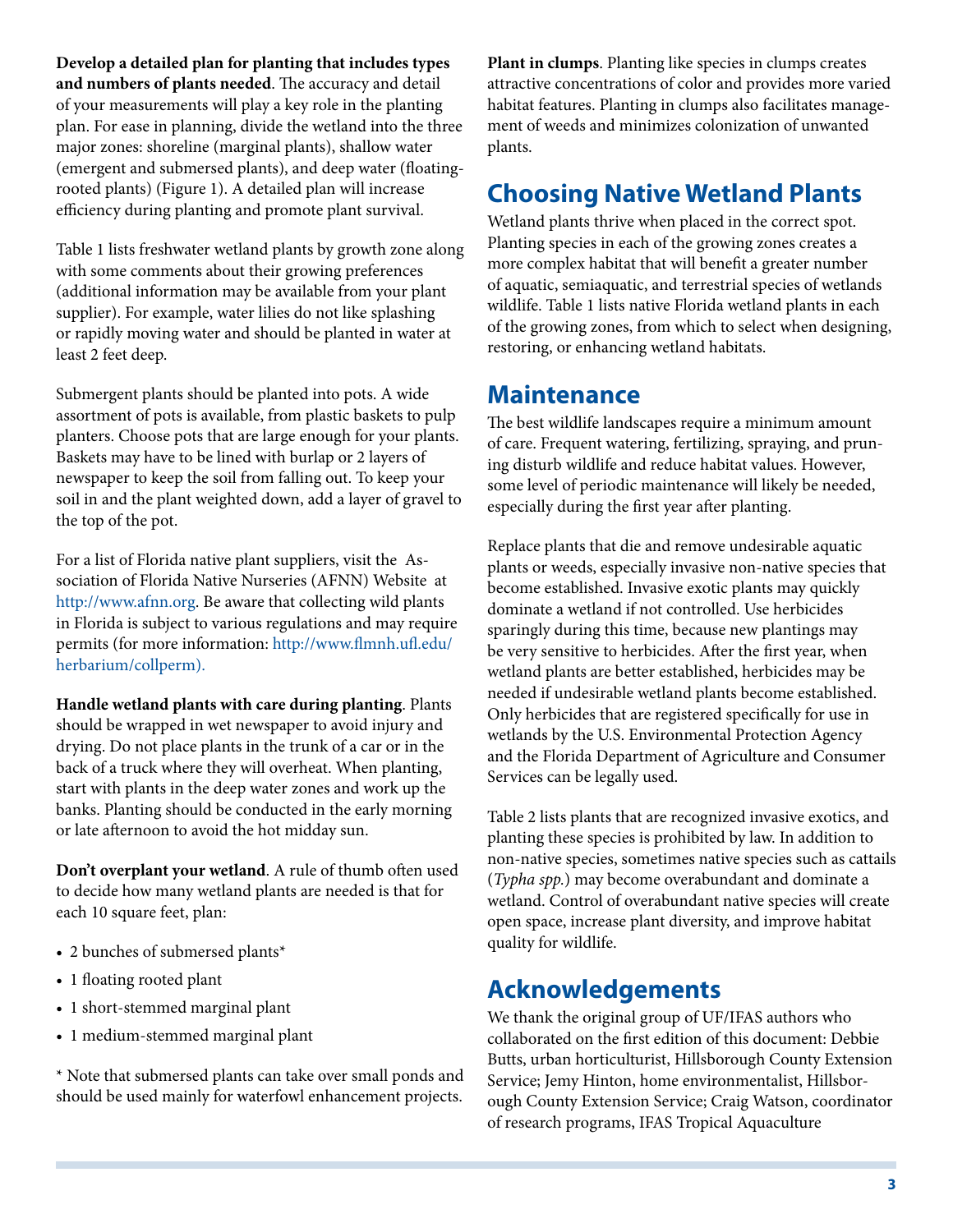**Develop a detailed plan for planting that includes types and numbers of plants needed**. The accuracy and detail of your measurements will play a key role in the planting plan. For ease in planning, divide the wetland into the three major zones: shoreline (marginal plants), shallow water (emergent and submersed plants), and deep water (floating-rooted plants) (Figure 1). A detailed plan will increase efficiency during planting and promote plant survival.

Table 1 lists freshwater wetland plants by growth zone along with some comments about their growing preferences (additional information may be available from your plant supplier). For example, water lilies do not like splashing or rapidly moving water and should be planted in water at least 2 feet deep.

Submergent plants should be planted into pots. A wide assortment of pots is available, from plastic baskets to pulp planters. Choose pots that are large enough for your plants. Baskets may have to be lined with burlap or 2 layers of newspaper to keep the soil from falling out. To keep your soil in and the plant weighted down, add a layer of gravel to the top of the pot.

For a list of Florida native plant suppliers, visit the Association of Florida Native Nurseries (AFNN) Website at http://www.afnn.org. Be aware that collecting wild plants in Florida is subject to various regulations and may require permits (for more information: http://www.flmnh.ufl.edu/herbarium/collperm).

**Handle wetland plants with care during planting**. Plants should be wrapped in wet newspaper to avoid injury and drying. Do not place plants in the trunk of a car or in the back of a truck where they will overheat. When planting, start with plants in the deep water zones and work up the banks. Planting should be conducted in the early morning or late afternoon to avoid the hot midday sun.

**Don't overplant your wetland**. A rule of thumb often used to decide how many wetland plants are needed is that for each 10 square feet, plan:

- 2 bunches of submersed plants*
- 1 floating rooted plant
- 1 short-stemmed marginal plant
- 1 medium-stemmed marginal plant

* Note that submersed plants can take over small ponds and should be used mainly for waterfowl enhancement projects.

**Plant in clumps**. Planting like species in clumps creates attractive concentrations of color and provides more varied habitat features. Planting in clumps also facilitates management of weeds and minimizes colonization of unwanted plants.

## Choosing Native Wetland Plants

Wetland plants thrive when placed in the correct spot. Planting species in each of the growing zones creates a more complex habitat that will benefit a greater number of aquatic, semiaquatic, and terrestrial species of wetlands wildlife. Table 1 lists native Florida wetland plants in each of the growing zones, from which to select when designing, restoring, or enhancing wetland habitats.

## Maintenance

The best wildlife landscapes require a minimum amount of care. Frequent watering, fertilizing, spraying, and pruning disturb wildlife and reduce habitat values. However, some level of periodic maintenance will likely be needed, especially during the first year after planting.

Replace plants that die and remove undesirable aquatic plants or weeds, especially invasive non-native species that become established. Invasive exotic plants may quickly dominate a wetland if not controlled. Use herbicides sparingly during this time, because new plantings may be very sensitive to herbicides. After the first year, when wetland plants are better established, herbicides may be needed if undesirable wetland plants become established. Only herbicides that are registered specifically for use in wetlands by the U.S. Environmental Protection Agency and the Florida Department of Agriculture and Consumer Services can be legally used.

Table 2 lists plants that are recognized invasive exotics, and planting these species is prohibited by law. In addition to non-native species, sometimes native species such as cattails (*Typha spp.*) may become overabundant and dominate a wetland. Control of overabundant native species will create open space, increase plant diversity, and improve habitat quality for wildlife.

## Acknowledgements

We thank the original group of UF/IFAS authors who collaborated on the first edition of this document: Debbie Butts, urban horticulturist, Hillsborough County Extension Service; Jemy Hinton, home environmentalist, Hillsborough County Extension Service; Craig Watson, coordinator of research programs, IFAS Tropical Aquaculture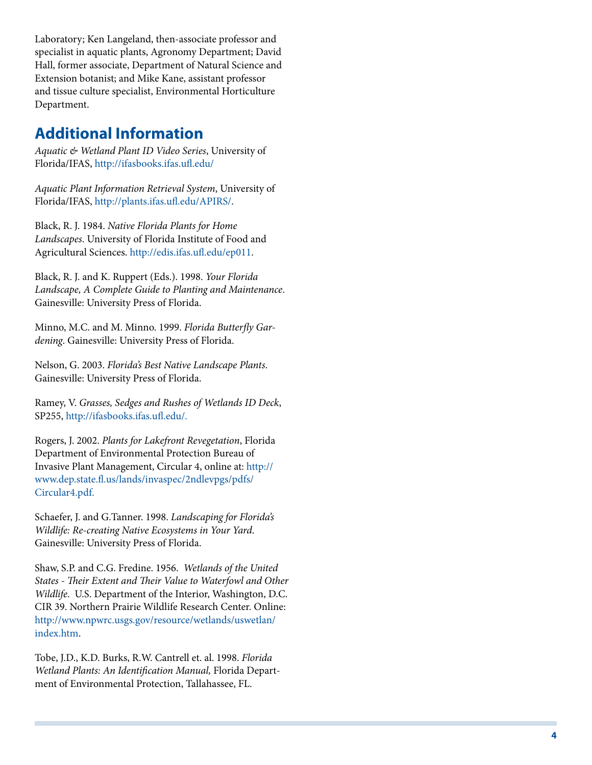Laboratory; Ken Langeland, then-associate professor and specialist in aquatic plants, Agronomy Department; David Hall, former associate, Department of Natural Science and Extension botanist; and Mike Kane, assistant professor and tissue culture specialist, Environmental Horticulture Department.

## Additional Information

*Aquatic & Wetland Plant ID Video Series*, University of Florida/IFAS, http://ifasbooks.ifas.ufl.edu/

*Aquatic Plant Information Retrieval System*, University of Florida/IFAS, http://plants.ifas.ufl.edu/APIRS/.

Black, R. J. 1984. *Native Florida Plants for Home Landscapes*. University of Florida Institute of Food and Agricultural Sciences. http://edis.ifas.ufl.edu/ep011.

Black, R. J. and K. Ruppert (Eds.). 1998. *Your Florida Landscape, A Complete Guide to Planting and Maintenance*. Gainesville: University Press of Florida.

Minno, M.C. and M. Minno. 1999. *Florida Butterfly Gardening*. Gainesville: University Press of Florida.

Nelson, G. 2003. *Florida's Best Native Landscape Plants*. Gainesville: University Press of Florida.

Ramey, V. *Grasses, Sedges and Rushes of Wetlands ID Deck*, SP255, http://ifasbooks.ifas.ufl.edu/.

Rogers, J. 2002. *Plants for Lakefront Revegetation*, Florida Department of Environmental Protection Bureau of Invasive Plant Management, Circular 4, online at: http://www.dep.state.fl.us/lands/invaspec/2ndlevpgs/pdfs/Circular4.pdf.

Schaefer, J. and G.Tanner. 1998. *Landscaping for Florida's Wildlife: Re-creating Native Ecosystems in Your Yard*. Gainesville: University Press of Florida.

Shaw, S.P. and C.G. Fredine. 1956. *Wetlands of the United States - Their Extent and Their Value to Waterfowl and Other Wildlife*. U.S. Department of the Interior, Washington, D.C. CIR 39. Northern Prairie Wildlife Research Center. Online: http://www.npwrc.usgs.gov/resource/wetlands/uswetlan/index.htm.

Tobe, J.D., K.D. Burks, R.W. Cantrell et. al. 1998. *Florida Wetland Plants: An Identification Manual,* Florida Department of Environmental Protection, Tallahassee, FL.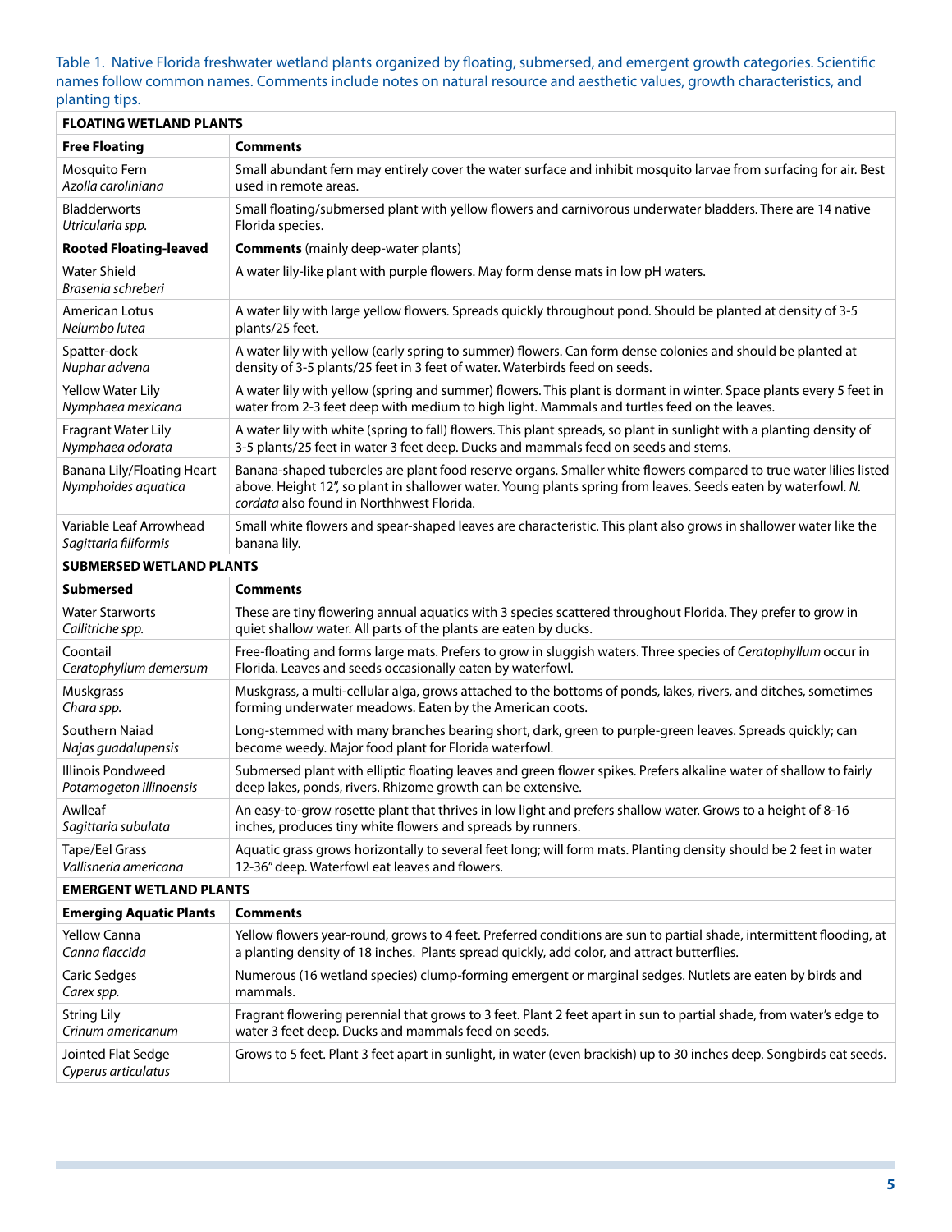Table 1. Native Florida freshwater wetland plants organized by floating, submersed, and emergent growth categories. Scientific names follow common names. Comments include notes on natural resource and aesthetic values, growth characteristics, and planting tips.

| **FLOATING WETLAND PLANTS** | |
|---|---|
| **Free Floating** | **Comments** |
| Mosquito Fern *Azolla caroliniana* | Small abundant fern may entirely cover the water surface and inhibit mosquito larvae from surfacing for air. Best used in remote areas. |
| Bladderworts *Utricularia spp.* | Small floating/submersed plant with yellow flowers and carnivorous underwater bladders. There are 14 native Florida species. |
| **Rooted Floating-leaved** | **Comments** (mainly deep-water plants) |
| Water Shield *Brasenia schreberi* | A water lily-like plant with purple flowers. May form dense mats in low pH waters. |
| American Lotus *Nelumbo lutea* | A water lily with large yellow flowers. Spreads quickly throughout pond. Should be planted at density of 3-5 plants/25 feet. |
| Spatter-dock *Nuphar advena* | A water lily with yellow (early spring to summer) flowers. Can form dense colonies and should be planted at density of 3-5 plants/25 feet in 3 feet of water. Waterbirds feed on seeds. |
| Yellow Water Lily *Nymphaea mexicana* | A water lily with yellow (spring and summer) flowers. This plant is dormant in winter. Space plants every 5 feet in water from 2-3 feet deep with medium to high light. Mammals and turtles feed on the leaves. |
| Fragrant Water Lily *Nymphaea odorata* | A water lily with white (spring to fall) flowers. This plant spreads, so plant in sunlight with a planting density of 3-5 plants/25 feet in water 3 feet deep. Ducks and mammals feed on seeds and stems. |
| Banana Lily/Floating Heart *Nymphoides aquatica* | Banana-shaped tubercles are plant food reserve organs. Smaller white flowers compared to true water lilies listed above. Height 12", so plant in shallower water. Young plants spring from leaves. Seeds eaten by waterfowl. *N. cordata* also found in Northhwest Florida. |
| Variable Leaf Arrowhead *Sagittaria filiformis* | Small white flowers and spear-shaped leaves are characteristic. This plant also grows in shallower water like the banana lily. |
| **SUBMERSED WETLAND PLANTS** | |
| **Submersed** | **Comments** |
| Water Starworts *Callitriche spp.* | These are tiny flowering annual aquatics with 3 species scattered throughout Florida. They prefer to grow in quiet shallow water. All parts of the plants are eaten by ducks. |
| Coontail *Ceratophyllum demersum* | Free-floating and forms large mats. Prefers to grow in sluggish waters. Three species of *Ceratophyllum* occur in Florida. Leaves and seeds occasionally eaten by waterfowl. |
| Muskgrass *Chara spp.* | Muskgrass, a multi-cellular alga, grows attached to the bottoms of ponds, lakes, rivers, and ditches, sometimes forming underwater meadows. Eaten by the American coots. |
| Southern Naiad *Najas guadalupensis* | Long-stemmed with many branches bearing short, dark, green to purple-green leaves. Spreads quickly; can become weedy. Major food plant for Florida waterfowl. |
| Illinois Pondweed *Potamogeton illinoensis* | Submersed plant with elliptic floating leaves and green flower spikes. Prefers alkaline water of shallow to fairly deep lakes, ponds, rivers. Rhizome growth can be extensive. |
| Awlleaf *Sagittaria subulata* | An easy-to-grow rosette plant that thrives in low light and prefers shallow water. Grows to a height of 8-16 inches, produces tiny white flowers and spreads by runners. |
| Tape/Eel Grass *Vallisneria americana* | Aquatic grass grows horizontally to several feet long; will form mats. Planting density should be 2 feet in water 12-36" deep. Waterfowl eat leaves and flowers. |
| **EMERGENT WETLAND PLANTS** | |
| **Emerging Aquatic Plants** | **Comments** |
| Yellow Canna *Canna flaccida* | Yellow flowers year-round, grows to 4 feet. Preferred conditions are sun to partial shade, intermittent flooding, at a planting density of 18 inches. Plants spread quickly, add color, and attract butterflies. |
| Caric Sedges *Carex spp.* | Numerous (16 wetland species) clump-forming emergent or marginal sedges. Nutlets are eaten by birds and mammals. |
| String Lily *Crinum americanum* | Fragrant flowering perennial that grows to 3 feet. Plant 2 feet apart in sun to partial shade, from water's edge to water 3 feet deep. Ducks and mammals feed on seeds. |
| Jointed Flat Sedge *Cyperus articulatus* | Grows to 5 feet. Plant 3 feet apart in sunlight, in water (even brackish) up to 30 inches deep. Songbirds eat seeds. |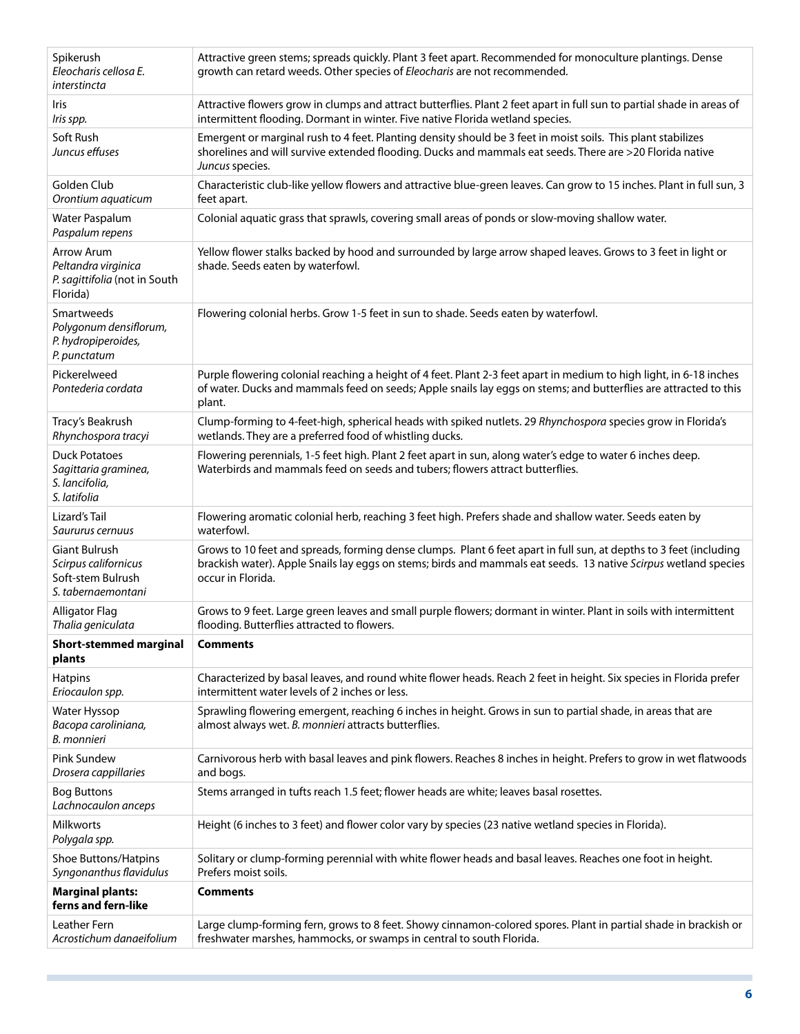| | |
|---|---|
| Spikerush<br>*Eleocharis cellosa E. interstincta* | Attractive green stems; spreads quickly. Plant 3 feet apart. Recommended for monoculture plantings. Dense growth can retard weeds. Other species of *Eleocharis* are not recommended. |
| Iris<br>*Iris spp.* | Attractive flowers grow in clumps and attract butterflies. Plant 2 feet apart in full sun to partial shade in areas of intermittent flooding. Dormant in winter. Five native Florida wetland species. |
| Soft Rush<br>*Juncus effuses* | Emergent or marginal rush to 4 feet. Planting density should be 3 feet in moist soils. This plant stabilizes shorelines and will survive extended flooding. Ducks and mammals eat seeds. There are >20 Florida native *Juncus* species. |
| Golden Club<br>*Orontium aquaticum* | Characteristic club-like yellow flowers and attractive blue-green leaves. Can grow to 15 inches. Plant in full sun, 3 feet apart. |
| Water Paspalum<br>*Paspalum repens* | Colonial aquatic grass that sprawls, covering small areas of ponds or slow-moving shallow water. |
| Arrow Arum<br>*Peltandra virginica*<br>*P. sagittifolia* (not in South Florida) | Yellow flower stalks backed by hood and surrounded by large arrow shaped leaves. Grows to 3 feet in light or shade. Seeds eaten by waterfowl. |
| Smartweeds<br>*Polygonum densiflorum, P. hydropiperoides, P. punctatum* | Flowering colonial herbs. Grow 1-5 feet in sun to shade. Seeds eaten by waterfowl. |
| Pickerelweed<br>*Pontederia cordata* | Purple flowering colonial reaching a height of 4 feet. Plant 2-3 feet apart in medium to high light, in 6-18 inches of water. Ducks and mammals feed on seeds; Apple snails lay eggs on stems; and butterflies are attracted to this plant. |
| Tracy's Beakrush<br>*Rhynchospora tracyi* | Clump-forming to 4-feet-high, spherical heads with spiked nutlets. 29 *Rhynchospora* species grow in Florida's wetlands. They are a preferred food of whistling ducks. |
| Duck Potatoes<br>*Sagittaria graminea, S. lancifolia, S. latifolia* | Flowering perennials, 1-5 feet high. Plant 2 feet apart in sun, along water's edge to water 6 inches deep. Waterbirds and mammals feed on seeds and tubers; flowers attract butterflies. |
| Lizard's Tail<br>*Saururus cernuus* | Flowering aromatic colonial herb, reaching 3 feet high. Prefers shade and shallow water. Seeds eaten by waterfowl. |
| Giant Bulrush<br>*Scirpus californicus*<br>Soft-stem Bulrush<br>*S. tabernaemontani* | Grows to 10 feet and spreads, forming dense clumps. Plant 6 feet apart in full sun, at depths to 3 feet (including brackish water). Apple Snails lay eggs on stems; birds and mammals eat seeds. 13 native *Scirpus* wetland species occur in Florida. |
| Alligator Flag<br>*Thalia geniculata* | Grows to 9 feet. Large green leaves and small purple flowers; dormant in winter. Plant in soils with intermittent flooding. Butterflies attracted to flowers. |
| **Short-stemmed marginal plants** | **Comments** |
| Hatpins<br>*Eriocaulon spp.* | Characterized by basal leaves, and round white flower heads. Reach 2 feet in height. Six species in Florida prefer intermittent water levels of 2 inches or less. |
| Water Hyssop<br>*Bacopa caroliniana, B. monnieri* | Sprawling flowering emergent, reaching 6 inches in height. Grows in sun to partial shade, in areas that are almost always wet. *B. monnieri* attracts butterflies. |
| Pink Sundew<br>*Drosera cappillaries* | Carnivorous herb with basal leaves and pink flowers. Reaches 8 inches in height. Prefers to grow in wet flatwoods and bogs. |
| Bog Buttons<br>*Lachnocaulon anceps* | Stems arranged in tufts reach 1.5 feet; flower heads are white; leaves basal rosettes. |
| Milkworts<br>*Polygala spp.* | Height (6 inches to 3 feet) and flower color vary by species (23 native wetland species in Florida). |
| Shoe Buttons/Hatpins<br>*Syngonanthus flavidulus* | Solitary or clump-forming perennial with white flower heads and basal leaves. Reaches one foot in height. Prefers moist soils. |
| **Marginal plants: ferns and fern-like** | **Comments** |
| Leather Fern<br>*Acrostichum danaeifolium* | Large clump-forming fern, grows to 8 feet. Showy cinnamon-colored spores. Plant in partial shade in brackish or freshwater marshes, hammocks, or swamps in central to south Florida. |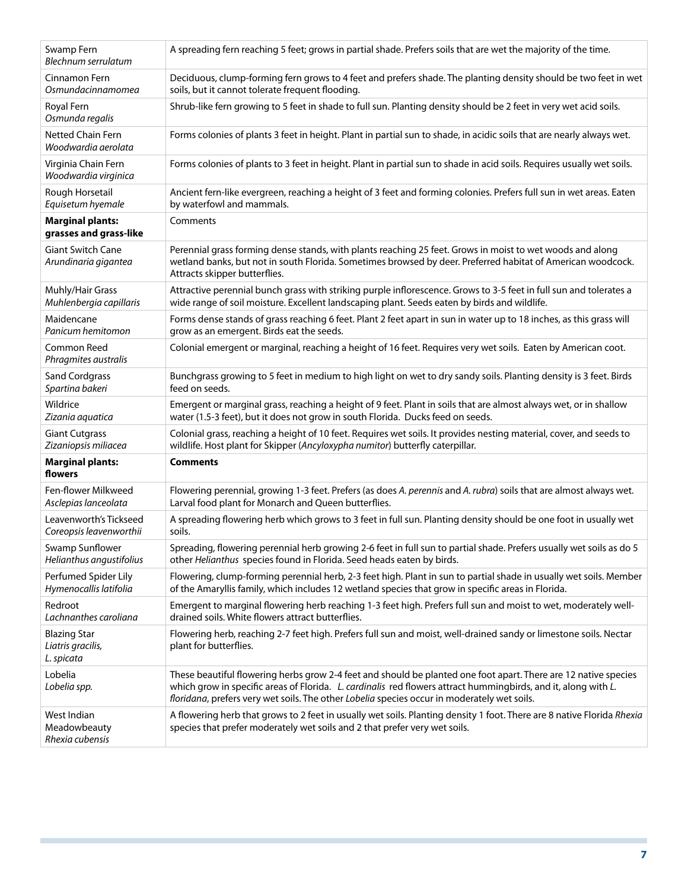| | |
|---|---|
| Swamp Fern<br>*Blechnum serrulatum* | A spreading fern reaching 5 feet; grows in partial shade. Prefers soils that are wet the majority of the time. |
| Cinnamon Fern<br>*Osmundacinnamomea* | Deciduous, clump-forming fern grows to 4 feet and prefers shade. The planting density should be two feet in wet soils, but it cannot tolerate frequent flooding. |
| Royal Fern<br>*Osmunda regalis* | Shrub-like fern growing to 5 feet in shade to full sun. Planting density should be 2 feet in very wet acid soils. |
| Netted Chain Fern<br>*Woodwardia aerolata* | Forms colonies of plants 3 feet in height. Plant in partial sun to shade, in acidic soils that are nearly always wet. |
| Virginia Chain Fern<br>*Woodwardia virginica* | Forms colonies of plants to 3 feet in height. Plant in partial sun to shade in acid soils. Requires usually wet soils. |
| Rough Horsetail<br>*Equisetum hyemale* | Ancient fern-like evergreen, reaching a height of 3 feet and forming colonies. Prefers full sun in wet areas. Eaten by waterfowl and mammals. |
| **Marginal plants: grasses and grass-like** | Comments |
| Giant Switch Cane<br>*Arundinaria gigantea* | Perennial grass forming dense stands, with plants reaching 25 feet. Grows in moist to wet woods and along wetland banks, but not in south Florida. Sometimes browsed by deer. Preferred habitat of American woodcock. Attracts skipper butterflies. |
| Muhly/Hair Grass<br>*Muhlenbergia capillaris* | Attractive perennial bunch grass with striking purple inflorescence. Grows to 3-5 feet in full sun and tolerates a wide range of soil moisture. Excellent landscaping plant. Seeds eaten by birds and wildlife. |
| Maidencane<br>*Panicum hemitomon* | Forms dense stands of grass reaching 6 feet. Plant 2 feet apart in sun in water up to 18 inches, as this grass will grow as an emergent. Birds eat the seeds. |
| Common Reed<br>*Phragmites australis* | Colonial emergent or marginal, reaching a height of 16 feet. Requires very wet soils. Eaten by American coot. |
| Sand Cordgrass<br>*Spartina bakeri* | Bunchgrass growing to 5 feet in medium to high light on wet to dry sandy soils. Planting density is 3 feet. Birds feed on seeds. |
| Wildrice<br>*Zizania aquatica* | Emergent or marginal grass, reaching a height of 9 feet. Plant in soils that are almost always wet, or in shallow water (1.5-3 feet), but it does not grow in south Florida. Ducks feed on seeds. |
| Giant Cutgrass<br>*Zizaniopsis miliacea* | Colonial grass, reaching a height of 10 feet. Requires wet soils. It provides nesting material, cover, and seeds to wildlife. Host plant for Skipper (*Ancyloxypha numitor*) butterfly caterpillar. |
| **Marginal plants: flowers** | **Comments** |
| Fen-flower Milkweed<br>*Asclepias lanceolata* | Flowering perennial, growing 1-3 feet. Prefers (as does *A. perennis* and *A. rubra*) soils that are almost always wet. Larval food plant for Monarch and Queen butterflies. |
| Leavenworth's Tickseed<br>*Coreopsis leavenworthii* | A spreading flowering herb which grows to 3 feet in full sun. Planting density should be one foot in usually wet soils. |
| Swamp Sunflower<br>*Helianthus angustifolius* | Spreading, flowering perennial herb growing 2-6 feet in full sun to partial shade. Prefers usually wet soils as do 5 other *Helianthus* species found in Florida. Seed heads eaten by birds. |
| Perfumed Spider Lily<br>*Hymenocallis latifolia* | Flowering, clump-forming perennial herb, 2-3 feet high. Plant in sun to partial shade in usually wet soils. Member of the Amaryllis family, which includes 12 wetland species that grow in specific areas in Florida. |
| Redroot<br>*Lachnanthes caroliana* | Emergent to marginal flowering herb reaching 1-3 feet high. Prefers full sun and moist to wet, moderately well-drained soils. White flowers attract butterflies. |
| Blazing Star<br>*Liatris gracilis*,<br>*L. spicata* | Flowering herb, reaching 2-7 feet high. Prefers full sun and moist, well-drained sandy or limestone soils. Nectar plant for butterflies. |
| Lobelia<br>*Lobelia spp.* | These beautiful flowering herbs grow 2-4 feet and should be planted one foot apart. There are 12 native species which grow in specific areas of Florida. *L. cardinalis* red flowers attract hummingbirds, and it, along with *L. floridana*, prefers very wet soils. The other *Lobelia* species occur in moderately wet soils. |
| West Indian Meadowbeauty<br>*Rhexia cubensis* | A flowering herb that grows to 2 feet in usually wet soils. Planting density 1 foot. There are 8 native Florida *Rhexia* species that prefer moderately wet soils and 2 that prefer very wet soils. |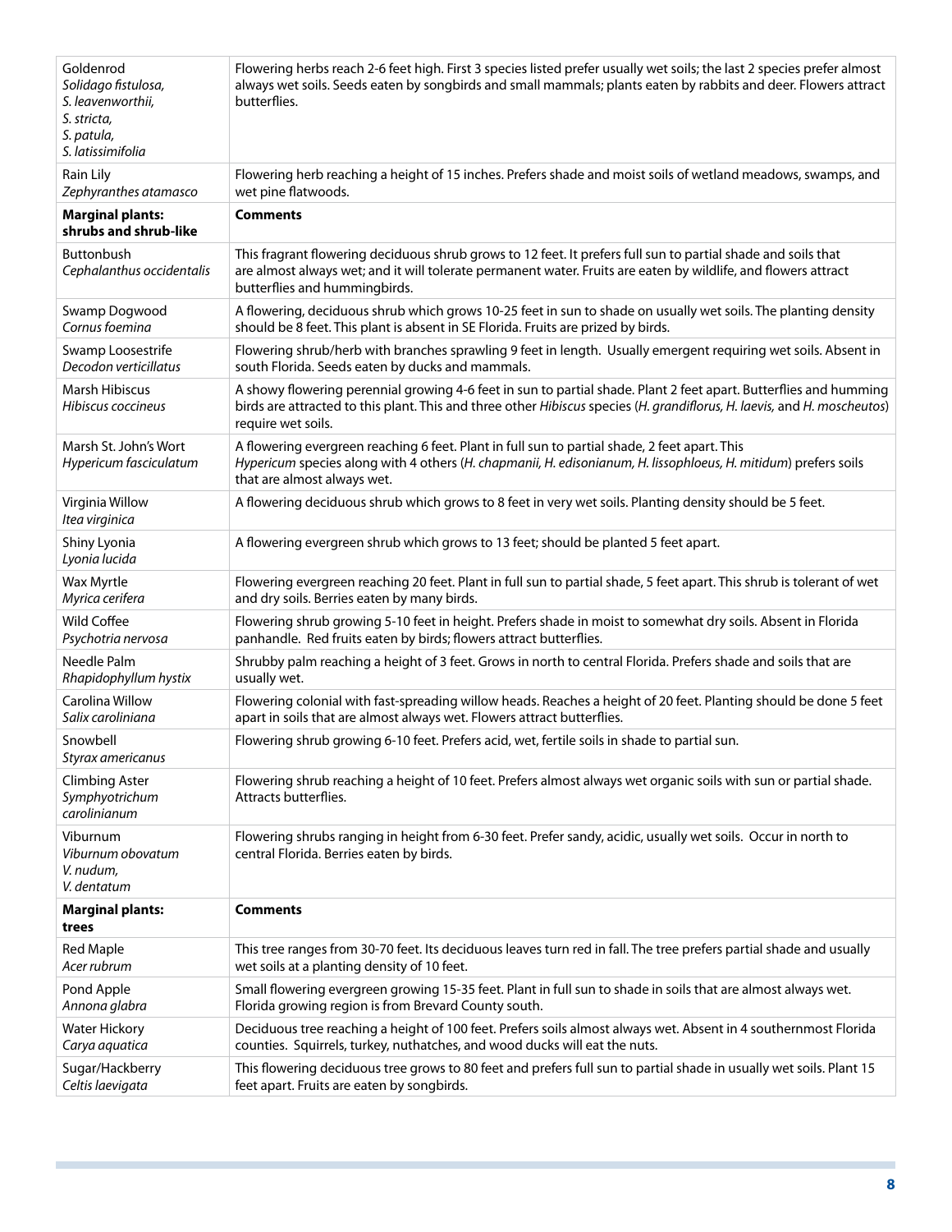| | |
|---|---|
| Goldenrod<br>*Solidago fistulosa,*<br>*S. leavenworthii,*<br>*S. stricta,*<br>*S. patula,*<br>*S. latissimifolia* | Flowering herbs reach 2-6 feet high. First 3 species listed prefer usually wet soils; the last 2 species prefer almost always wet soils. Seeds eaten by songbirds and small mammals; plants eaten by rabbits and deer. Flowers attract butterflies. |
| Rain Lily<br>*Zephyranthes atamasco* | Flowering herb reaching a height of 15 inches. Prefers shade and moist soils of wetland meadows, swamps, and wet pine flatwoods. |
| **Marginal plants: shrubs and shrub-like** | **Comments** |
| Buttonbush<br>*Cephalanthus occidentalis* | This fragrant flowering deciduous shrub grows to 12 feet. It prefers full sun to partial shade and soils that are almost always wet; and it will tolerate permanent water. Fruits are eaten by wildlife, and flowers attract butterflies and hummingbirds. |
| Swamp Dogwood<br>*Cornus foemina* | A flowering, deciduous shrub which grows 10-25 feet in sun to shade on usually wet soils. The planting density should be 8 feet. This plant is absent in SE Florida. Fruits are prized by birds. |
| Swamp Loosestrife<br>*Decodon verticillatus* | Flowering shrub/herb with branches sprawling 9 feet in length. Usually emergent requiring wet soils. Absent in south Florida. Seeds eaten by ducks and mammals. |
| Marsh Hibiscus<br>*Hibiscus coccineus* | A showy flowering perennial growing 4-6 feet in sun to partial shade. Plant 2 feet apart. Butterflies and humming birds are attracted to this plant. This and three other *Hibiscus* species (*H. grandiflorus, H. laevis,* and *H. moscheutos*) require wet soils. |
| Marsh St. John's Wort<br>*Hypericum fasciculatum* | A flowering evergreen reaching 6 feet. Plant in full sun to partial shade, 2 feet apart. This *Hypericum* species along with 4 others (*H. chapmanii, H. edisonianum, H. lissophloeus, H. mitidum*) prefers soils that are almost always wet. |
| Virginia Willow<br>*Itea virginica* | A flowering deciduous shrub which grows to 8 feet in very wet soils. Planting density should be 5 feet. |
| Shiny Lyonia<br>*Lyonia lucida* | A flowering evergreen shrub which grows to 13 feet; should be planted 5 feet apart. |
| Wax Myrtle<br>*Myrica cerifera* | Flowering evergreen reaching 20 feet. Plant in full sun to partial shade, 5 feet apart. This shrub is tolerant of wet and dry soils. Berries eaten by many birds. |
| Wild Coffee<br>*Psychotria nervosa* | Flowering shrub growing 5-10 feet in height. Prefers shade in moist to somewhat dry soils. Absent in Florida panhandle. Red fruits eaten by birds; flowers attract butterflies. |
| Needle Palm<br>*Rhapidophyllum hystix* | Shrubby palm reaching a height of 3 feet. Grows in north to central Florida. Prefers shade and soils that are usually wet. |
| Carolina Willow<br>*Salix caroliniana* | Flowering colonial with fast-spreading willow heads. Reaches a height of 20 feet. Planting should be done 5 feet apart in soils that are almost always wet. Flowers attract butterflies. |
| Snowbell<br>*Styrax americanus* | Flowering shrub growing 6-10 feet. Prefers acid, wet, fertile soils in shade to partial sun. |
| Climbing Aster<br>*Symphyotrichum carolinianum* | Flowering shrub reaching a height of 10 feet. Prefers almost always wet organic soils with sun or partial shade. Attracts butterflies. |
| Viburnum<br>*Viburnum obovatum*<br>*V. nudum,*<br>*V. dentatum* | Flowering shrubs ranging in height from 6-30 feet. Prefer sandy, acidic, usually wet soils. Occur in north to central Florida. Berries eaten by birds. |
| **Marginal plants: trees** | **Comments** |
| Red Maple<br>*Acer rubrum* | This tree ranges from 30-70 feet. Its deciduous leaves turn red in fall. The tree prefers partial shade and usually wet soils at a planting density of 10 feet. |
| Pond Apple<br>*Annona glabra* | Small flowering evergreen growing 15-35 feet. Plant in full sun to shade in soils that are almost always wet. Florida growing region is from Brevard County south. |
| Water Hickory<br>*Carya aquatica* | Deciduous tree reaching a height of 100 feet. Prefers soils almost always wet. Absent in 4 southernmost Florida counties. Squirrels, turkey, nuthatches, and wood ducks will eat the nuts. |
| Sugar/Hackberry<br>*Celtis laevigata* | This flowering deciduous tree grows to 80 feet and prefers full sun to partial shade in usually wet soils. Plant 15 feet apart. Fruits are eaten by songbirds. |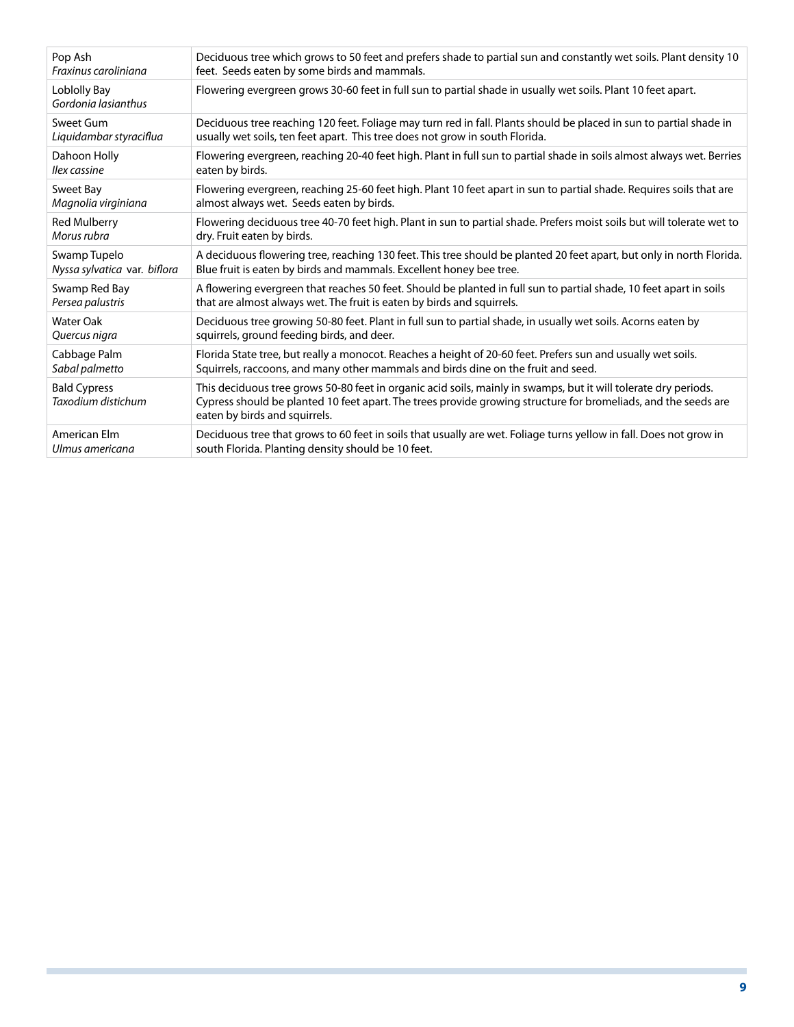| | |
|---|---|
| Pop Ash<br>*Fraxinus caroliniana* | Deciduous tree which grows to 50 feet and prefers shade to partial sun and constantly wet soils. Plant density 10 feet. Seeds eaten by some birds and mammals. |
| Loblolly Bay<br>*Gordonia lasianthus* | Flowering evergreen grows 30-60 feet in full sun to partial shade in usually wet soils. Plant 10 feet apart. |
| Sweet Gum<br>*Liquidambar styraciflua* | Deciduous tree reaching 120 feet. Foliage may turn red in fall. Plants should be placed in sun to partial shade in usually wet soils, ten feet apart. This tree does not grow in south Florida. |
| Dahoon Holly<br>*Ilex cassine* | Flowering evergreen, reaching 20-40 feet high. Plant in full sun to partial shade in soils almost always wet. Berries eaten by birds. |
| Sweet Bay<br>*Magnolia virginiana* | Flowering evergreen, reaching 25-60 feet high. Plant 10 feet apart in sun to partial shade. Requires soils that are almost always wet. Seeds eaten by birds. |
| Red Mulberry<br>*Morus rubra* | Flowering deciduous tree 40-70 feet high. Plant in sun to partial shade. Prefers moist soils but will tolerate wet to dry. Fruit eaten by birds. |
| Swamp Tupelo<br>*Nyssa sylvatica* var. *biflora* | A deciduous flowering tree, reaching 130 feet. This tree should be planted 20 feet apart, but only in north Florida. Blue fruit is eaten by birds and mammals. Excellent honey bee tree. |
| Swamp Red Bay<br>*Persea palustris* | A flowering evergreen that reaches 50 feet. Should be planted in full sun to partial shade, 10 feet apart in soils that are almost always wet. The fruit is eaten by birds and squirrels. |
| Water Oak<br>*Quercus nigra* | Deciduous tree growing 50-80 feet. Plant in full sun to partial shade, in usually wet soils. Acorns eaten by squirrels, ground feeding birds, and deer. |
| Cabbage Palm<br>*Sabal palmetto* | Florida State tree, but really a monocot. Reaches a height of 20-60 feet. Prefers sun and usually wet soils. Squirrels, raccoons, and many other mammals and birds dine on the fruit and seed. |
| Bald Cypress<br>*Taxodium distichum* | This deciduous tree grows 50-80 feet in organic acid soils, mainly in swamps, but it will tolerate dry periods. Cypress should be planted 10 feet apart. The trees provide growing structure for bromeliads, and the seeds are eaten by birds and squirrels. |
| American Elm<br>*Ulmus americana* | Deciduous tree that grows to 60 feet in soils that usually are wet. Foliage turns yellow in fall. Does not grow in south Florida. Planting density should be 10 feet. |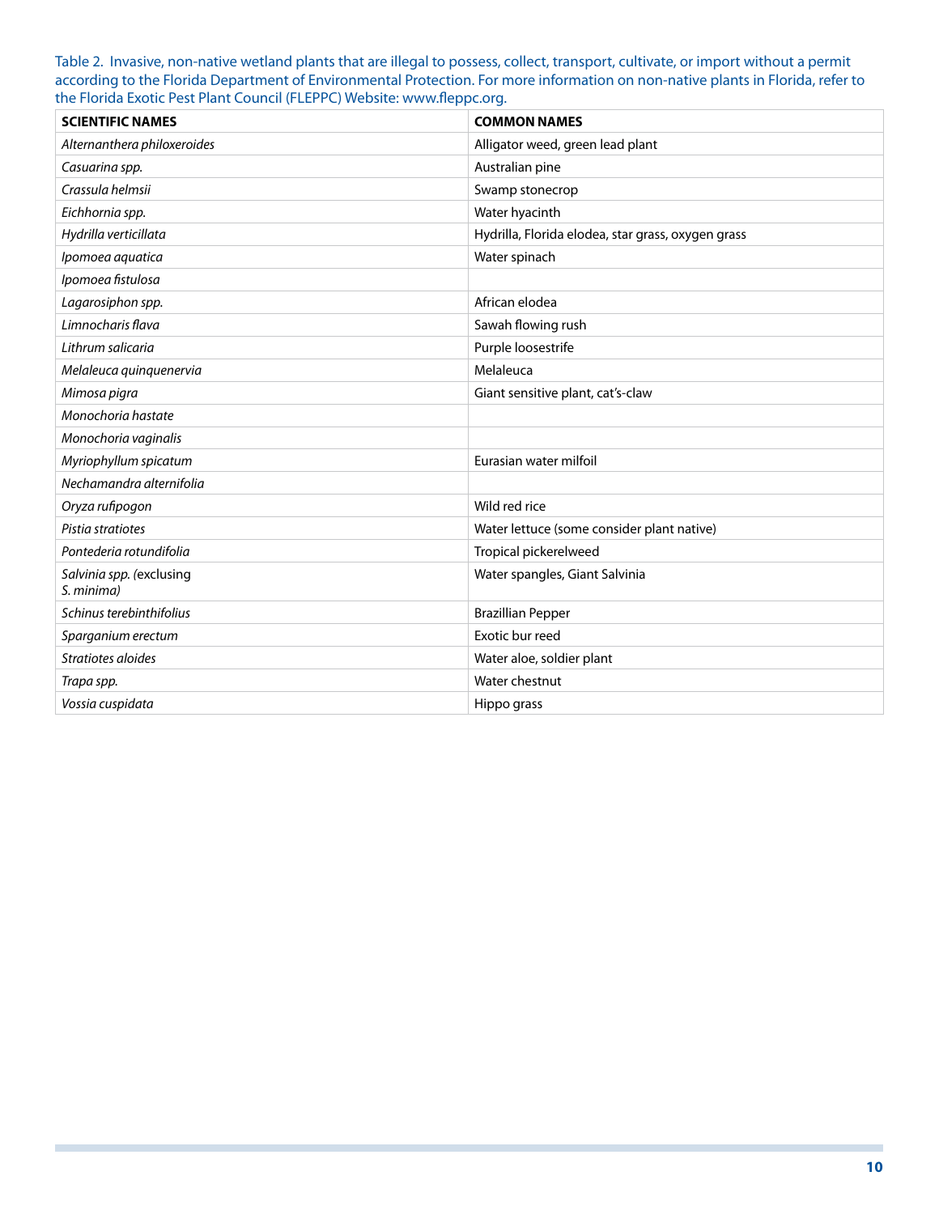Table 2. Invasive, non-native wetland plants that are illegal to possess, collect, transport, cultivate, or import without a permit according to the Florida Department of Environmental Protection. For more information on non-native plants in Florida, refer to the Florida Exotic Pest Plant Council (FLEPPC) Website: www.fleppc.org.

| SCIENTIFIC NAMES | COMMON NAMES |
|---|---|
| *Alternanthera philoxeroides* | Alligator weed, green lead plant |
| *Casuarina spp.* | Australian pine |
| *Crassula helmsii* | Swamp stonecrop |
| *Eichhornia spp.* | Water hyacinth |
| *Hydrilla verticillata* | Hydrilla, Florida elodea, star grass, oxygen grass |
| *Ipomoea aquatica* | Water spinach |
| *Ipomoea fistulosa* | |
| *Lagarosiphon spp.* | African elodea |
| *Limnocharis flava* | Sawah flowing rush |
| *Lithrum salicaria* | Purple loosestrife |
| *Melaleuca quinquenervia* | Melaleuca |
| *Mimosa pigra* | Giant sensitive plant, cat's-claw |
| *Monochoria hastate* | |
| *Monochoria vaginalis* | |
| *Myriophyllum spicatum* | Eurasian water milfoil |
| *Nechamandra alternifolia* | |
| *Oryza rufipogon* | Wild red rice |
| *Pistia stratiotes* | Water lettuce (some consider plant native) |
| *Pontederia rotundifolia* | Tropical pickerelweed |
| *Salvinia spp.* (exclusing *S. minima*) | Water spangles, Giant Salvinia |
| *Schinus terebinthifolius* | Brazillian Pepper |
| *Sparganium erectum* | Exotic bur reed |
| *Stratiotes aloides* | Water aloe, soldier plant |
| *Trapa spp.* | Water chestnut |
| *Vossia cuspidata* | Hippo grass |